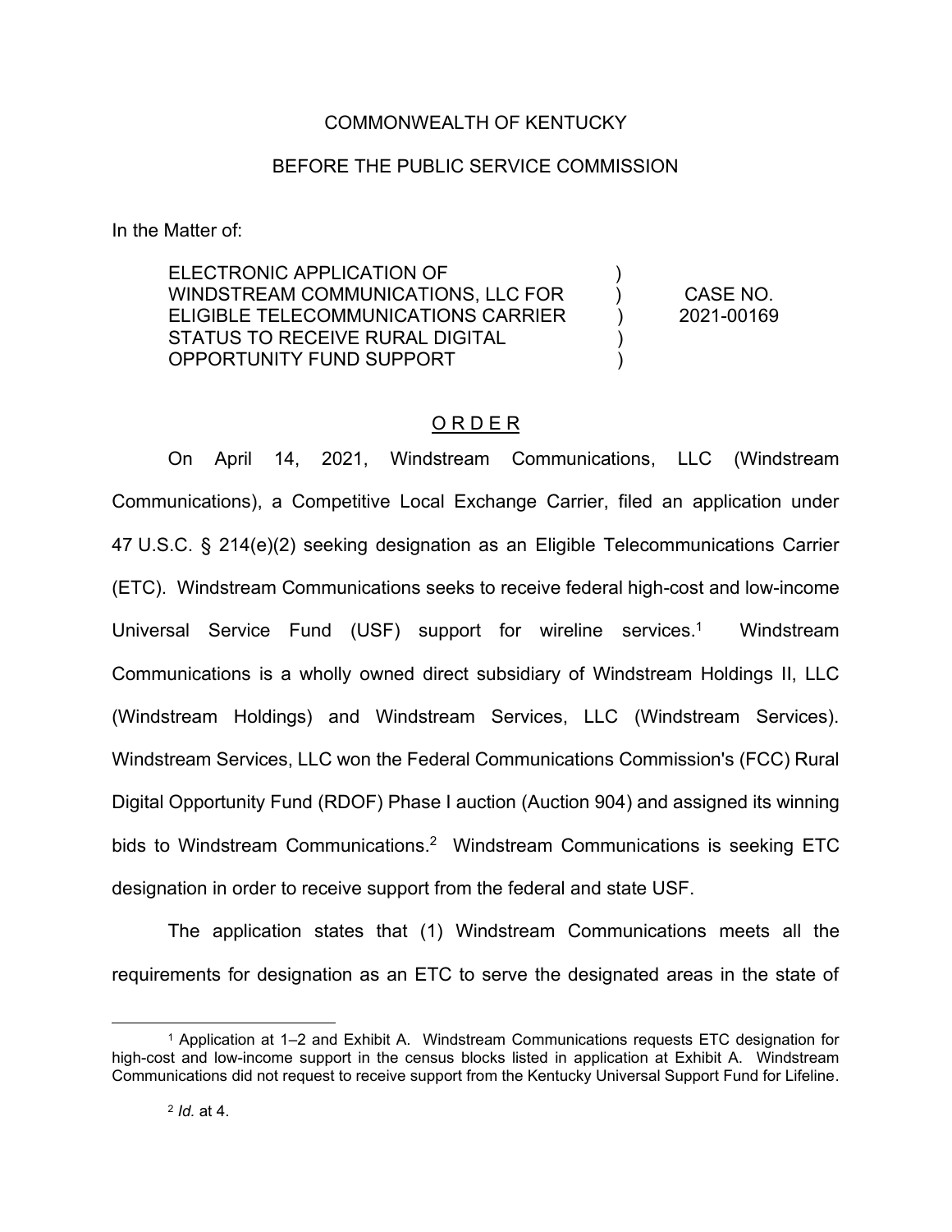COMMONWEALTH OF KENTUCKY

BEFORE THE PUBLIC SERVICE COMMISSION

In the Matter of:

| | | |
|---|---|---|
| ELECTRONIC APPLICATION OF WINDSTREAM COMMUNICATIONS, LLC FOR ELIGIBLE TELECOMMUNICATIONS CARRIER STATUS TO RECEIVE RURAL DIGITAL OPPORTUNITY FUND SUPPORT | ) | CASE NO. 2021-00169 |

## O R D E R

On April 14, 2021, Windstream Communications, LLC (Windstream Communications), a Competitive Local Exchange Carrier, filed an application under 47 U.S.C. § 214(e)(2) seeking designation as an Eligible Telecommunications Carrier (ETC). Windstream Communications seeks to receive federal high-cost and low-income Universal Service Fund (USF) support for wireline services.[1] Windstream Communications is a wholly owned direct subsidiary of Windstream Holdings II, LLC (Windstream Holdings) and Windstream Services, LLC (Windstream Services). Windstream Services, LLC won the Federal Communications Commission's (FCC) Rural Digital Opportunity Fund (RDOF) Phase I auction (Auction 904) and assigned its winning bids to Windstream Communications.[2] Windstream Communications is seeking ETC designation in order to receive support from the federal and state USF.

The application states that (1) Windstream Communications meets all the requirements for designation as an ETC to serve the designated areas in the state of

---

[1] Application at 1–2 and Exhibit A. Windstream Communications requests ETC designation for high-cost and low-income support in the census blocks listed in application at Exhibit A. Windstream Communications did not request to receive support from the Kentucky Universal Support Fund for Lifeline.

[2] *Id*. at 4.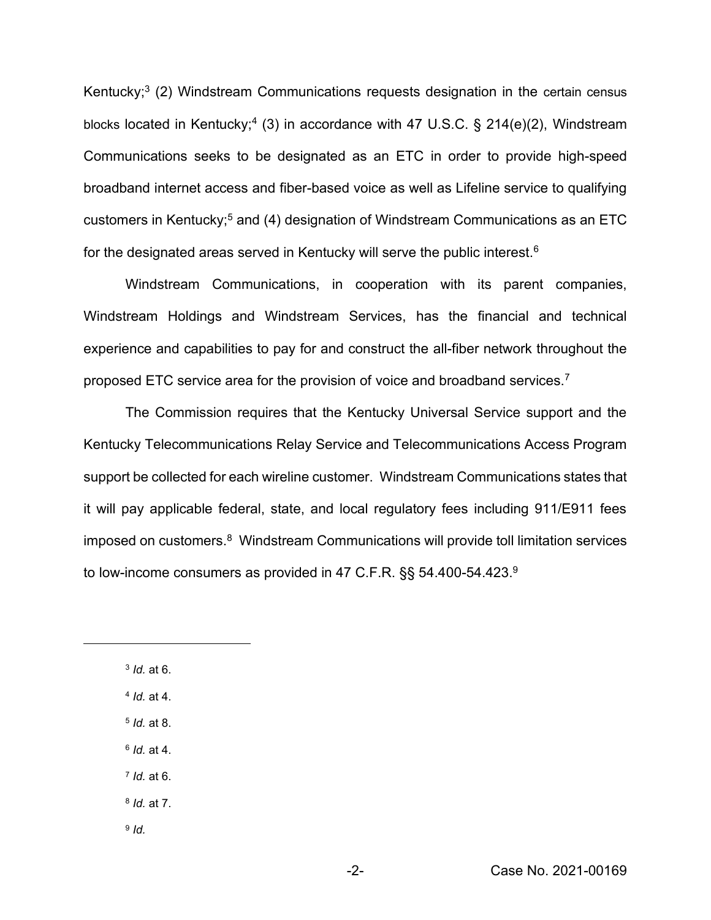Kentucky;[3] (2) Windstream Communications requests designation in the certain census blocks located in Kentucky;[4] (3) in accordance with 47 U.S.C. § 214(e)(2), Windstream Communications seeks to be designated as an ETC in order to provide high-speed broadband internet access and fiber-based voice as well as Lifeline service to qualifying customers in Kentucky;[5] and (4) designation of Windstream Communications as an ETC for the designated areas served in Kentucky will serve the public interest.[6]

Windstream Communications, in cooperation with its parent companies, Windstream Holdings and Windstream Services, has the financial and technical experience and capabilities to pay for and construct the all-fiber network throughout the proposed ETC service area for the provision of voice and broadband services.[7]

The Commission requires that the Kentucky Universal Service support and the Kentucky Telecommunications Relay Service and Telecommunications Access Program support be collected for each wireline customer. Windstream Communications states that it will pay applicable federal, state, and local regulatory fees including 911/E911 fees imposed on customers.[8] Windstream Communications will provide toll limitation services to low-income consumers as provided in 47 C.F.R. §§ 54.400-54.423.[9]

---

[3] *Id.* at 6.

[4] *Id.* at 4.

[5] *Id.* at 8.

[6] *Id.* at 4.

[7] *Id.* at 6.

[8] *Id.* at 7.

[9] *Id.*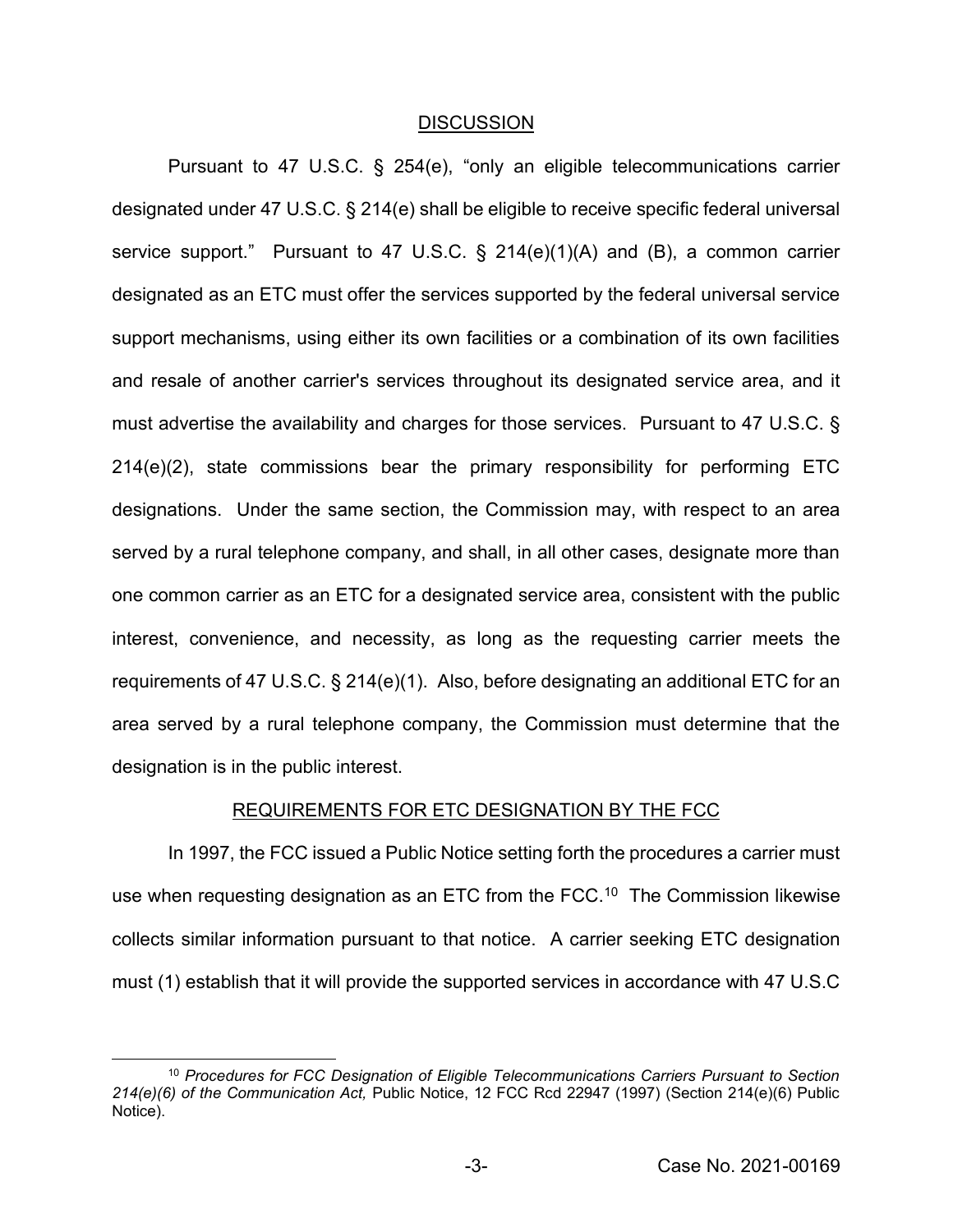## DISCUSSION

Pursuant to 47 U.S.C. § 254(e), "only an eligible telecommunications carrier designated under 47 U.S.C. § 214(e) shall be eligible to receive specific federal universal service support." Pursuant to 47 U.S.C. § 214(e)(1)(A) and (B), a common carrier designated as an ETC must offer the services supported by the federal universal service support mechanisms, using either its own facilities or a combination of its own facilities and resale of another carrier's services throughout its designated service area, and it must advertise the availability and charges for those services. Pursuant to 47 U.S.C. § 214(e)(2), state commissions bear the primary responsibility for performing ETC designations. Under the same section, the Commission may, with respect to an area served by a rural telephone company, and shall, in all other cases, designate more than one common carrier as an ETC for a designated service area, consistent with the public interest, convenience, and necessity, as long as the requesting carrier meets the requirements of 47 U.S.C. § 214(e)(1). Also, before designating an additional ETC for an area served by a rural telephone company, the Commission must determine that the designation is in the public interest.

## REQUIREMENTS FOR ETC DESIGNATION BY THE FCC

In 1997, the FCC issued a Public Notice setting forth the procedures a carrier must use when requesting designation as an ETC from the FCC.[10] The Commission likewise collects similar information pursuant to that notice. A carrier seeking ETC designation must (1) establish that it will provide the supported services in accordance with 47 U.S.C

---

[10] *Procedures for FCC Designation of Eligible Telecommunications Carriers Pursuant to Section 214(e)(6) of the Communication Act,* Public Notice, 12 FCC Rcd 22947 (1997) (Section 214(e)(6) Public Notice).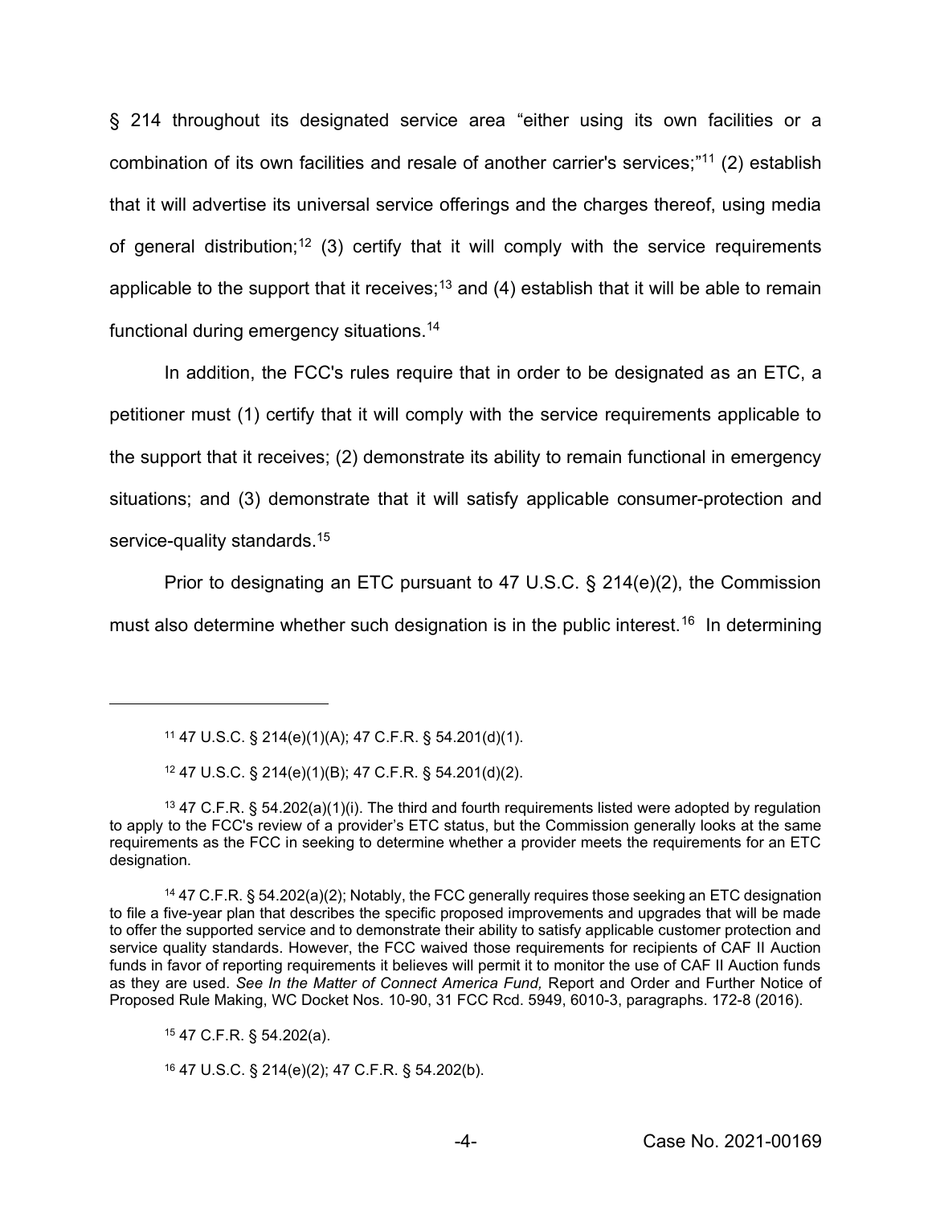§ 214 throughout its designated service area "either using its own facilities or a combination of its own facilities and resale of another carrier's services;"[11] (2) establish that it will advertise its universal service offerings and the charges thereof, using media of general distribution;[12] (3) certify that it will comply with the service requirements applicable to the support that it receives;[13] and (4) establish that it will be able to remain functional during emergency situations.[14]

In addition, the FCC's rules require that in order to be designated as an ETC, a petitioner must (1) certify that it will comply with the service requirements applicable to the support that it receives; (2) demonstrate its ability to remain functional in emergency situations; and (3) demonstrate that it will satisfy applicable consumer-protection and service-quality standards.[15]

Prior to designating an ETC pursuant to 47 U.S.C. § 214(e)(2), the Commission must also determine whether such designation is in the public interest.[16] In determining

---

[11] 47 U.S.C. § 214(e)(1)(A); 47 C.F.R. § 54.201(d)(1).

[12] 47 U.S.C. § 214(e)(1)(B); 47 C.F.R. § 54.201(d)(2).

[13] 47 C.F.R. § 54.202(a)(1)(i). The third and fourth requirements listed were adopted by regulation to apply to the FCC's review of a provider's ETC status, but the Commission generally looks at the same requirements as the FCC in seeking to determine whether a provider meets the requirements for an ETC designation.

[14] 47 C.F.R. § 54.202(a)(2); Notably, the FCC generally requires those seeking an ETC designation to file a five-year plan that describes the specific proposed improvements and upgrades that will be made to offer the supported service and to demonstrate their ability to satisfy applicable customer protection and service quality standards. However, the FCC waived those requirements for recipients of CAF II Auction funds in favor of reporting requirements it believes will permit it to monitor the use of CAF II Auction funds as they are used. *See In the Matter of Connect America Fund,* Report and Order and Further Notice of Proposed Rule Making, WC Docket Nos. 10-90, 31 FCC Rcd. 5949, 6010-3, paragraphs. 172-8 (2016).

[15] 47 C.F.R. § 54.202(a).

[16] 47 U.S.C. § 214(e)(2); 47 C.F.R. § 54.202(b).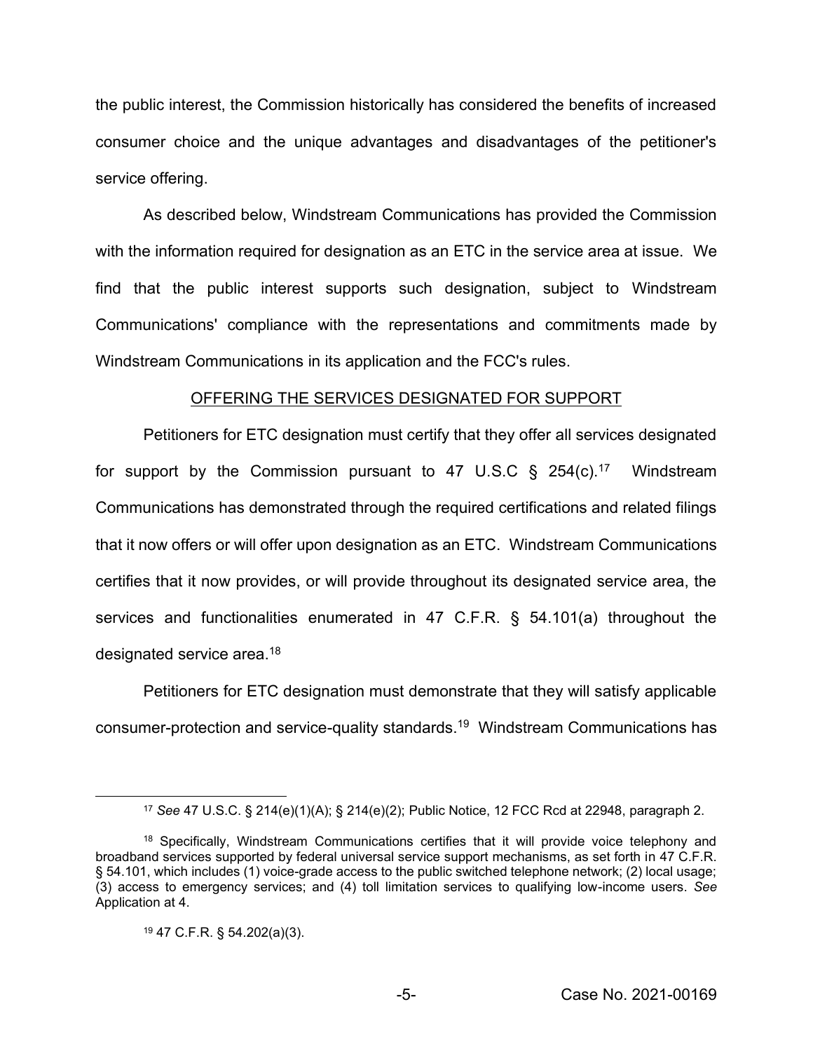the public interest, the Commission historically has considered the benefits of increased consumer choice and the unique advantages and disadvantages of the petitioner's service offering.

As described below, Windstream Communications has provided the Commission with the information required for designation as an ETC in the service area at issue. We find that the public interest supports such designation, subject to Windstream Communications' compliance with the representations and commitments made by Windstream Communications in its application and the FCC's rules.

## OFFERING THE SERVICES DESIGNATED FOR SUPPORT

Petitioners for ETC designation must certify that they offer all services designated for support by the Commission pursuant to 47 U.S.C § 254(c).[17] Windstream Communications has demonstrated through the required certifications and related filings that it now offers or will offer upon designation as an ETC. Windstream Communications certifies that it now provides, or will provide throughout its designated service area, the services and functionalities enumerated in 47 C.F.R. § 54.101(a) throughout the designated service area.[18]

Petitioners for ETC designation must demonstrate that they will satisfy applicable consumer-protection and service-quality standards.[19] Windstream Communications has

---

[17] *See* 47 U.S.C. § 214(e)(1)(A); § 214(e)(2); Public Notice, 12 FCC Rcd at 22948, paragraph 2.

[18] Specifically, Windstream Communications certifies that it will provide voice telephony and broadband services supported by federal universal service support mechanisms, as set forth in 47 C.F.R. § 54.101, which includes (1) voice-grade access to the public switched telephone network; (2) local usage; (3) access to emergency services; and (4) toll limitation services to qualifying low-income users. *See* Application at 4.

[19] 47 C.F.R. § 54.202(a)(3).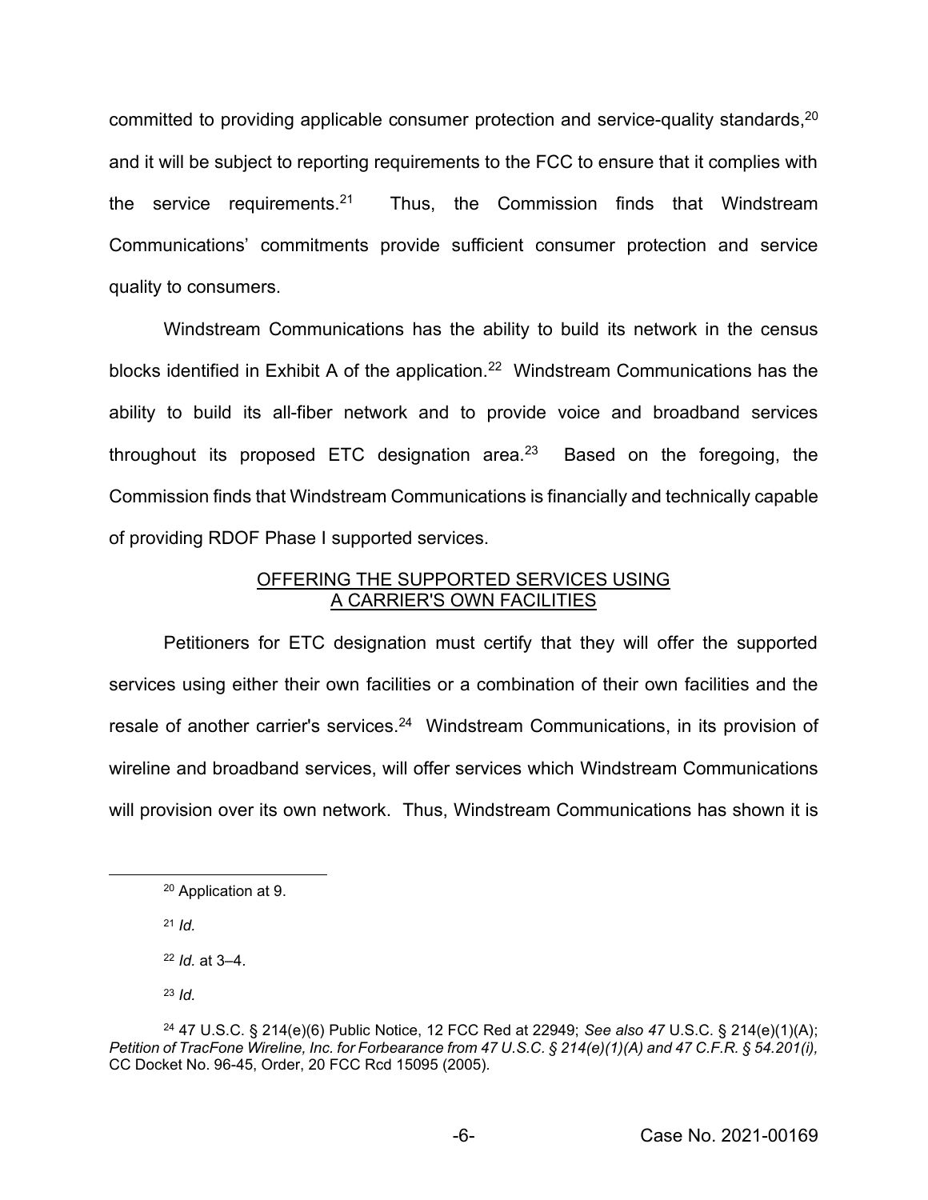committed to providing applicable consumer protection and service-quality standards,[20] and it will be subject to reporting requirements to the FCC to ensure that it complies with the service requirements.[21] Thus, the Commission finds that Windstream Communications' commitments provide sufficient consumer protection and service quality to consumers.

Windstream Communications has the ability to build its network in the census blocks identified in Exhibit A of the application.[22] Windstream Communications has the ability to build its all-fiber network and to provide voice and broadband services throughout its proposed ETC designation area.[23] Based on the foregoing, the Commission finds that Windstream Communications is financially and technically capable of providing RDOF Phase I supported services.

## OFFERING THE SUPPORTED SERVICES USING A CARRIER'S OWN FACILITIES

Petitioners for ETC designation must certify that they will offer the supported services using either their own facilities or a combination of their own facilities and the resale of another carrier's services.[24] Windstream Communications, in its provision of wireline and broadband services, will offer services which Windstream Communications will provision over its own network. Thus, Windstream Communications has shown it is

---

[20] Application at 9.

[21] *Id.*

[22] *Id.* at 3–4.

[23] *Id.*

[24] 47 U.S.C. § 214(e)(6) Public Notice, 12 FCC Red at 22949; *See also 47* U.S.C. § 214(e)(1)(A); *Petition of TracFone Wireline, Inc. for Forbearance from 47 U.S.C. § 214(e)(1)(A) and 47 C.F.R. § 54.201(i),* CC Docket No. 96-45, Order, 20 FCC Rcd 15095 (2005).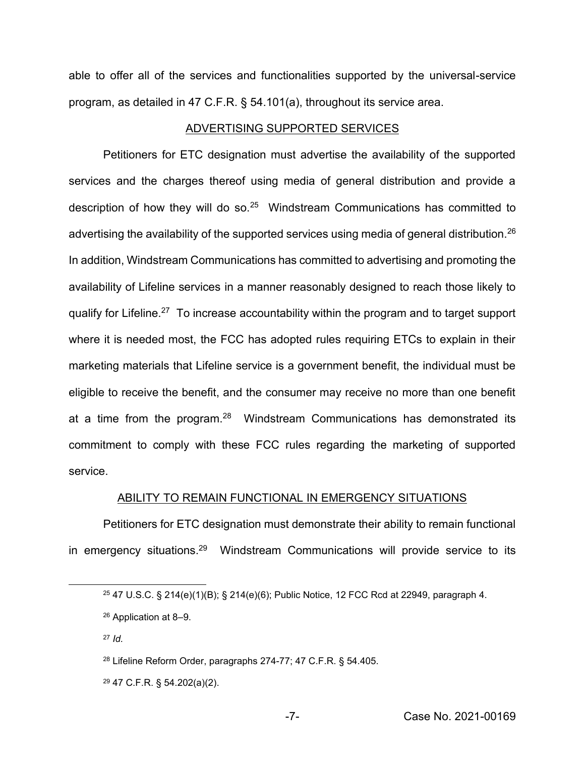able to offer all of the services and functionalities supported by the universal-service program, as detailed in 47 C.F.R. § 54.101(a), throughout its service area.

## ADVERTISING SUPPORTED SERVICES

Petitioners for ETC designation must advertise the availability of the supported services and the charges thereof using media of general distribution and provide a description of how they will do so.[25] Windstream Communications has committed to advertising the availability of the supported services using media of general distribution.[26] In addition, Windstream Communications has committed to advertising and promoting the availability of Lifeline services in a manner reasonably designed to reach those likely to qualify for Lifeline.[27] To increase accountability within the program and to target support where it is needed most, the FCC has adopted rules requiring ETCs to explain in their marketing materials that Lifeline service is a government benefit, the individual must be eligible to receive the benefit, and the consumer may receive no more than one benefit at a time from the program.[28] Windstream Communications has demonstrated its commitment to comply with these FCC rules regarding the marketing of supported service.

## ABILITY TO REMAIN FUNCTIONAL IN EMERGENCY SITUATIONS

Petitioners for ETC designation must demonstrate their ability to remain functional in emergency situations.[29] Windstream Communications will provide service to its

---

[25] 47 U.S.C. § 214(e)(1)(B); § 214(e)(6); Public Notice, 12 FCC Rcd at 22949, paragraph 4.

[26] Application at 8–9.

[27] *Id.*

[28] Lifeline Reform Order, paragraphs 274-77; 47 C.F.R. § 54.405.

[29] 47 C.F.R. § 54.202(a)(2).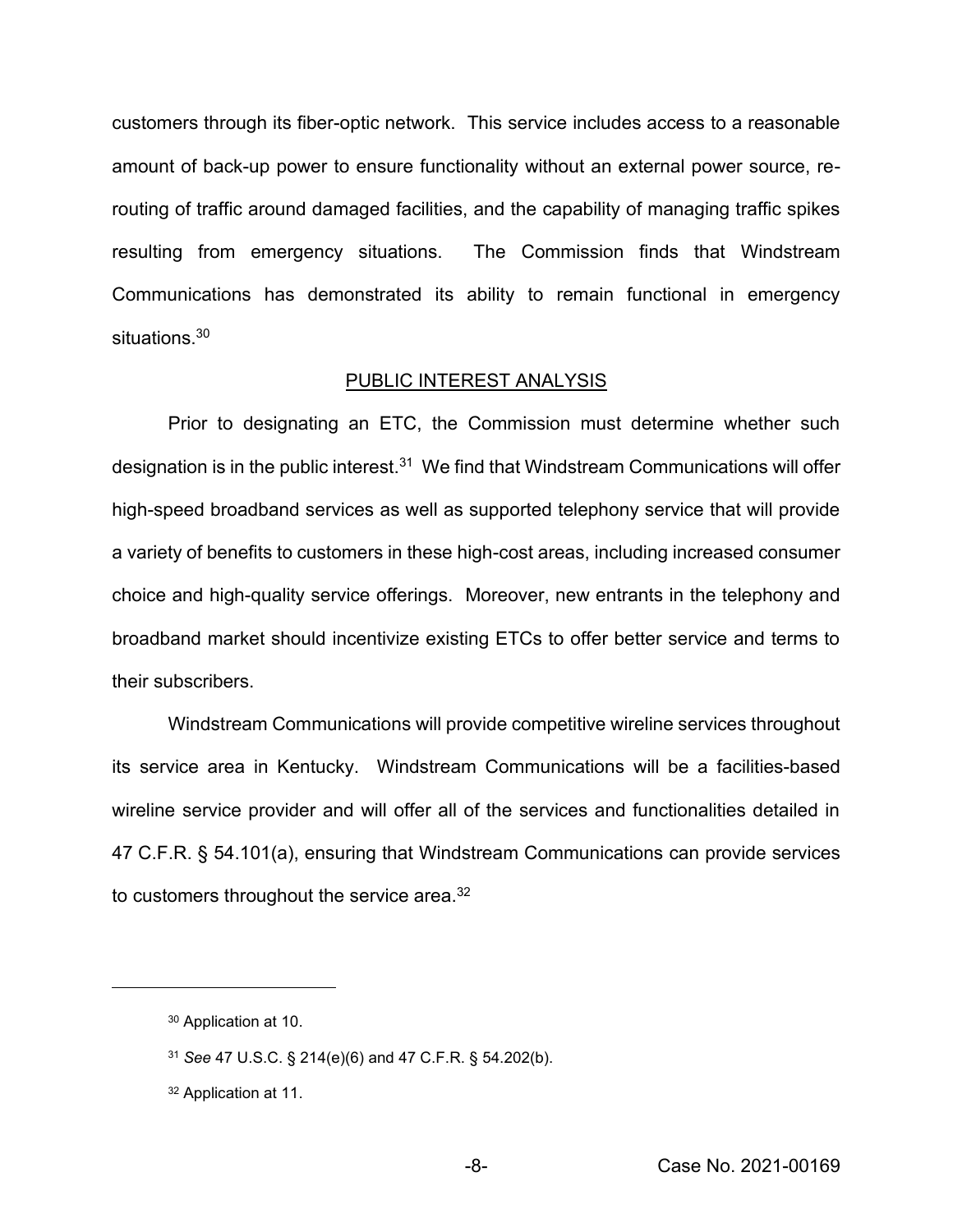customers through its fiber-optic network. This service includes access to a reasonable amount of back-up power to ensure functionality without an external power source, re-routing of traffic around damaged facilities, and the capability of managing traffic spikes resulting from emergency situations. The Commission finds that Windstream Communications has demonstrated its ability to remain functional in emergency situations.[30]

## PUBLIC INTEREST ANALYSIS

Prior to designating an ETC, the Commission must determine whether such designation is in the public interest.[31] We find that Windstream Communications will offer high-speed broadband services as well as supported telephony service that will provide a variety of benefits to customers in these high-cost areas, including increased consumer choice and high-quality service offerings. Moreover, new entrants in the telephony and broadband market should incentivize existing ETCs to offer better service and terms to their subscribers.

Windstream Communications will provide competitive wireline services throughout its service area in Kentucky. Windstream Communications will be a facilities-based wireline service provider and will offer all of the services and functionalities detailed in 47 C.F.R. § 54.101(a), ensuring that Windstream Communications can provide services to customers throughout the service area.[32]

---

[30] Application at 10.

[31] *See* 47 U.S.C. § 214(e)(6) and 47 C.F.R. § 54.202(b).

[32] Application at 11.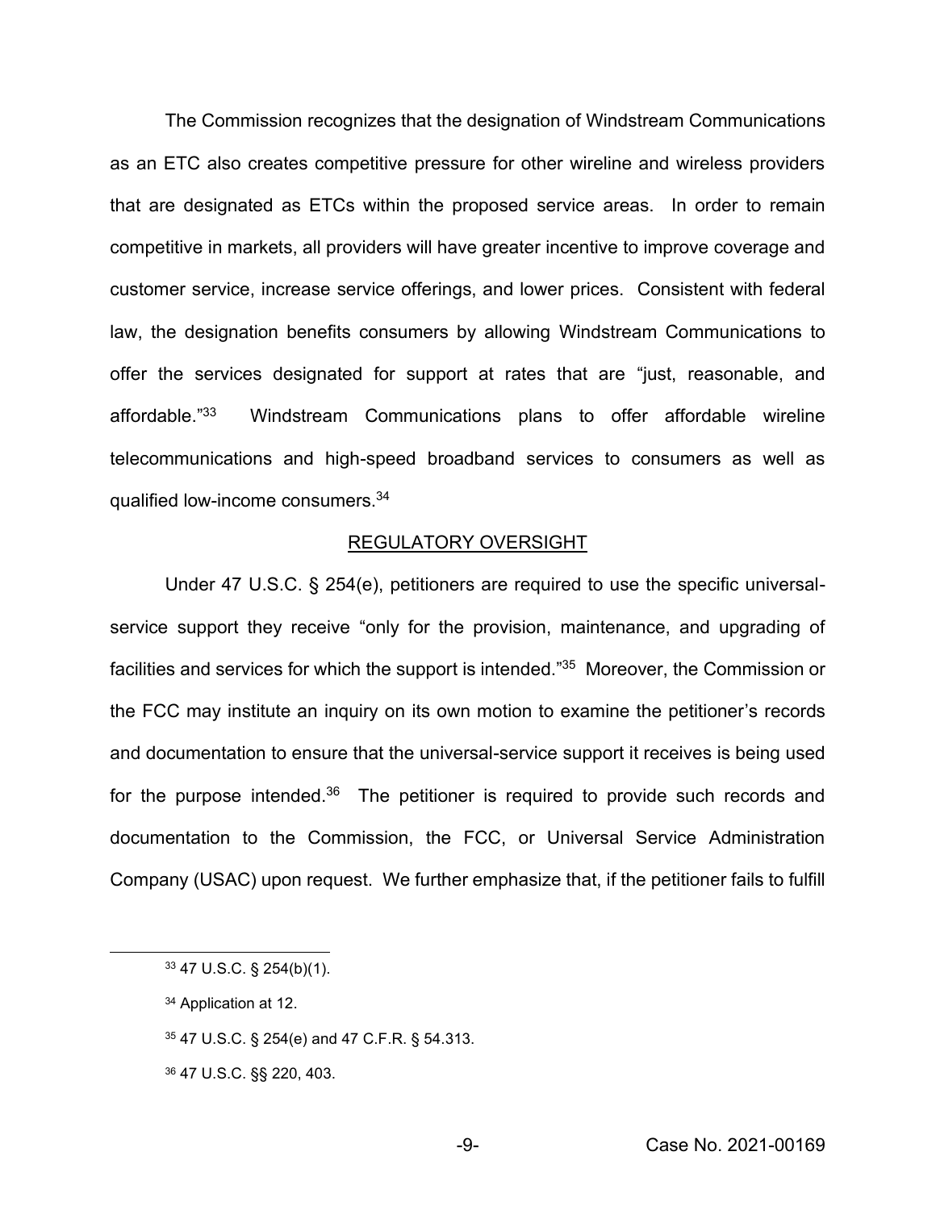The Commission recognizes that the designation of Windstream Communications as an ETC also creates competitive pressure for other wireline and wireless providers that are designated as ETCs within the proposed service areas. In order to remain competitive in markets, all providers will have greater incentive to improve coverage and customer service, increase service offerings, and lower prices. Consistent with federal law, the designation benefits consumers by allowing Windstream Communications to offer the services designated for support at rates that are "just, reasonable, and affordable."[33] Windstream Communications plans to offer affordable wireline telecommunications and high-speed broadband services to consumers as well as qualified low-income consumers.[34]

## REGULATORY OVERSIGHT

Under 47 U.S.C. § 254(e), petitioners are required to use the specific universal-service support they receive "only for the provision, maintenance, and upgrading of facilities and services for which the support is intended."[35] Moreover, the Commission or the FCC may institute an inquiry on its own motion to examine the petitioner's records and documentation to ensure that the universal-service support it receives is being used for the purpose intended.[36] The petitioner is required to provide such records and documentation to the Commission, the FCC, or Universal Service Administration Company (USAC) upon request. We further emphasize that, if the petitioner fails to fulfill

---

[33] 47 U.S.C. § 254(b)(1).

[34] Application at 12.

[35] 47 U.S.C. § 254(e) and 47 C.F.R. § 54.313.

[36] 47 U.S.C. §§ 220, 403.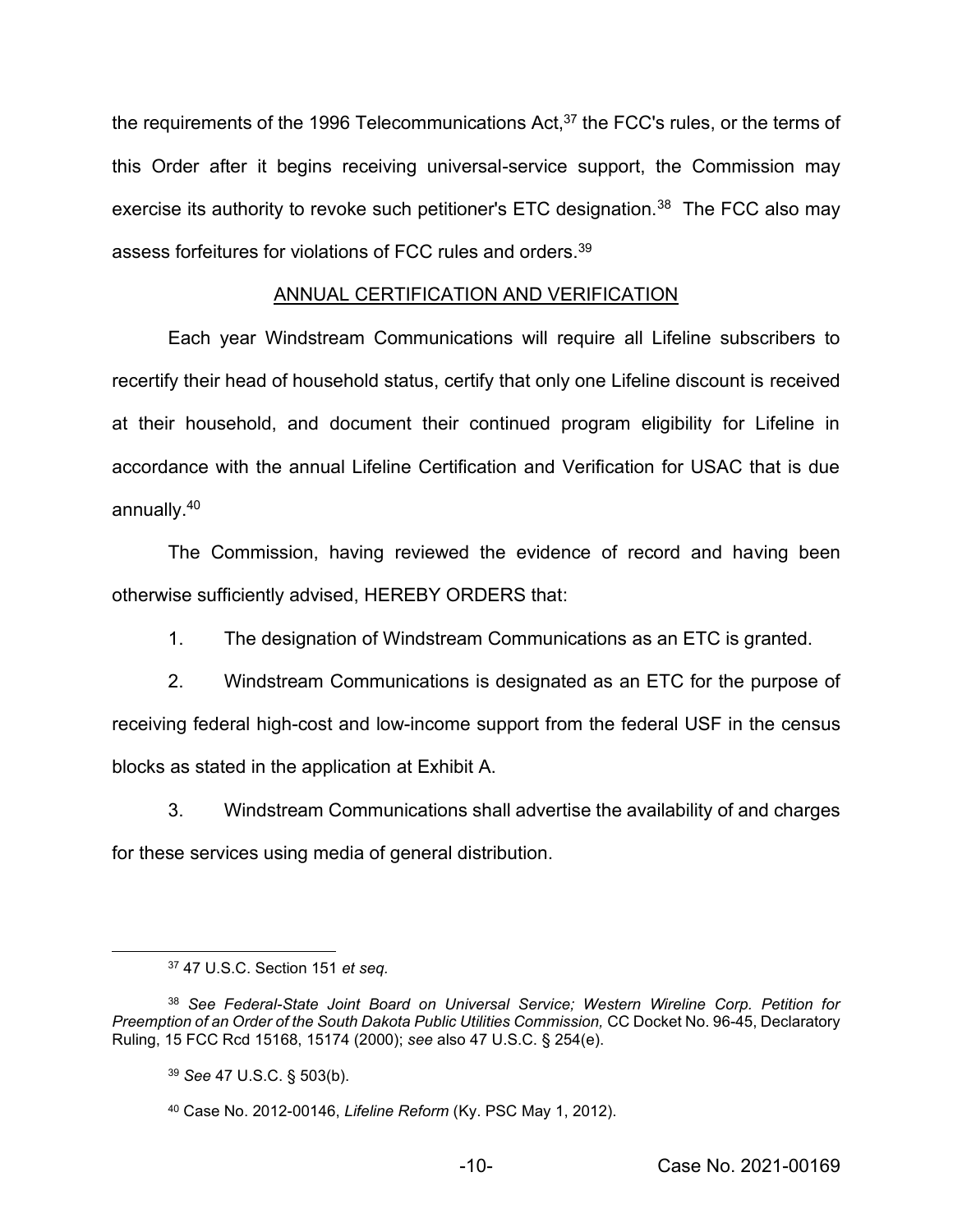the requirements of the 1996 Telecommunications Act,[37] the FCC's rules, or the terms of this Order after it begins receiving universal-service support, the Commission may exercise its authority to revoke such petitioner's ETC designation.[38] The FCC also may assess forfeitures for violations of FCC rules and orders.[39]

## ANNUAL CERTIFICATION AND VERIFICATION

Each year Windstream Communications will require all Lifeline subscribers to recertify their head of household status, certify that only one Lifeline discount is received at their household, and document their continued program eligibility for Lifeline in accordance with the annual Lifeline Certification and Verification for USAC that is due annually.[40]

The Commission, having reviewed the evidence of record and having been otherwise sufficiently advised, HEREBY ORDERS that:

1. The designation of Windstream Communications as an ETC is granted.

2. Windstream Communications is designated as an ETC for the purpose of receiving federal high-cost and low-income support from the federal USF in the census blocks as stated in the application at Exhibit A.

3. Windstream Communications shall advertise the availability of and charges for these services using media of general distribution.

---

[37] 47 U.S.C. Section 151 *et seq.*

[38] *See Federal-State Joint Board on Universal Service; Western Wireline Corp. Petition for Preemption of an Order of the South Dakota Public Utilities Commission,* CC Docket No. 96-45, Declaratory Ruling, 15 FCC Rcd 15168, 15174 (2000); *see* also 47 U.S.C. § 254(e).

[39] *See* 47 U.S.C. § 503(b).

[40] Case No. 2012-00146, *Lifeline Reform* (Ky. PSC May 1, 2012).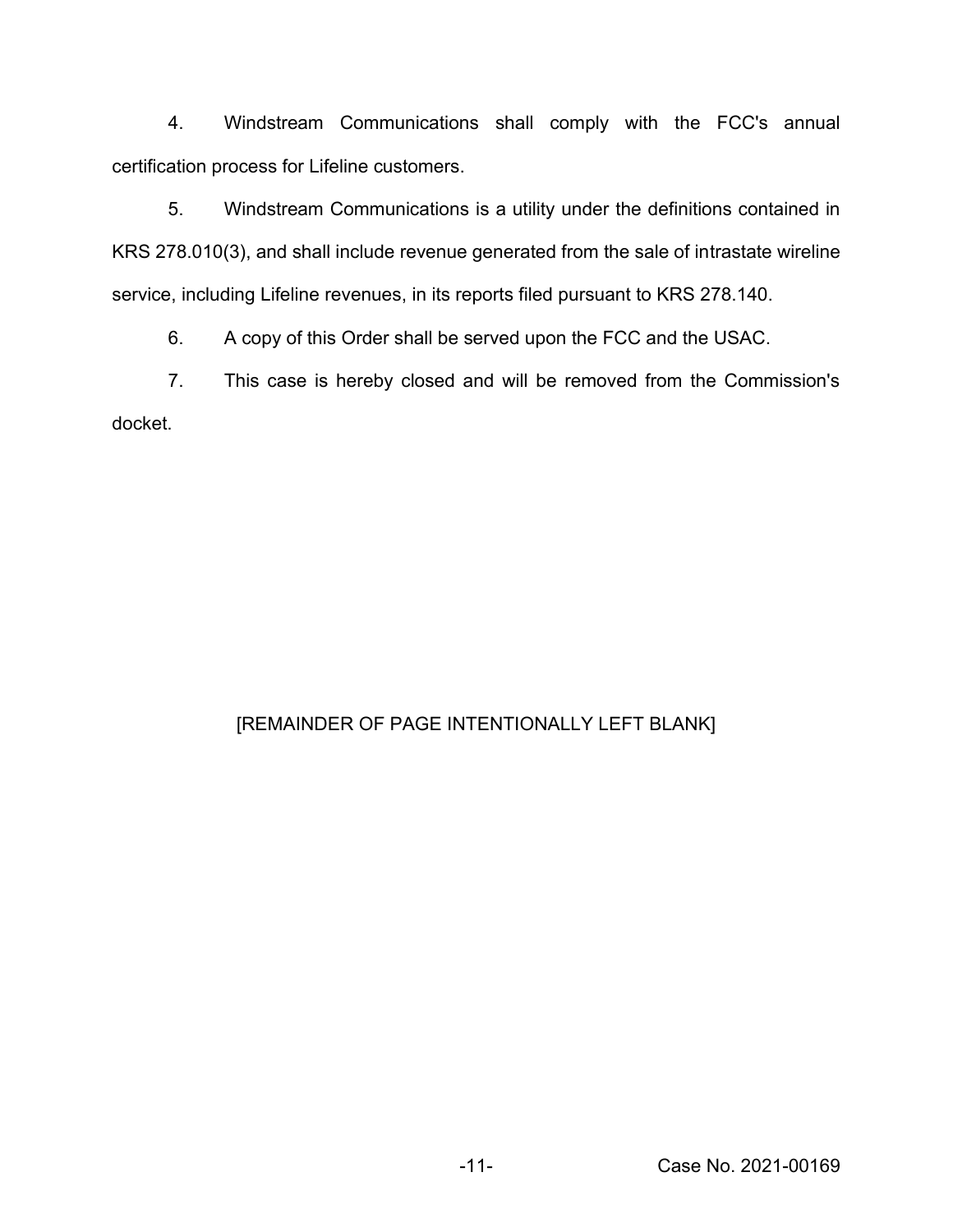4. Windstream Communications shall comply with the FCC's annual certification process for Lifeline customers.

5. Windstream Communications is a utility under the definitions contained in KRS 278.010(3), and shall include revenue generated from the sale of intrastate wireline service, including Lifeline revenues, in its reports filed pursuant to KRS 278.140.

6. A copy of this Order shall be served upon the FCC and the USAC.

7. This case is hereby closed and will be removed from the Commission's docket.

[REMAINDER OF PAGE INTENTIONALLY LEFT BLANK]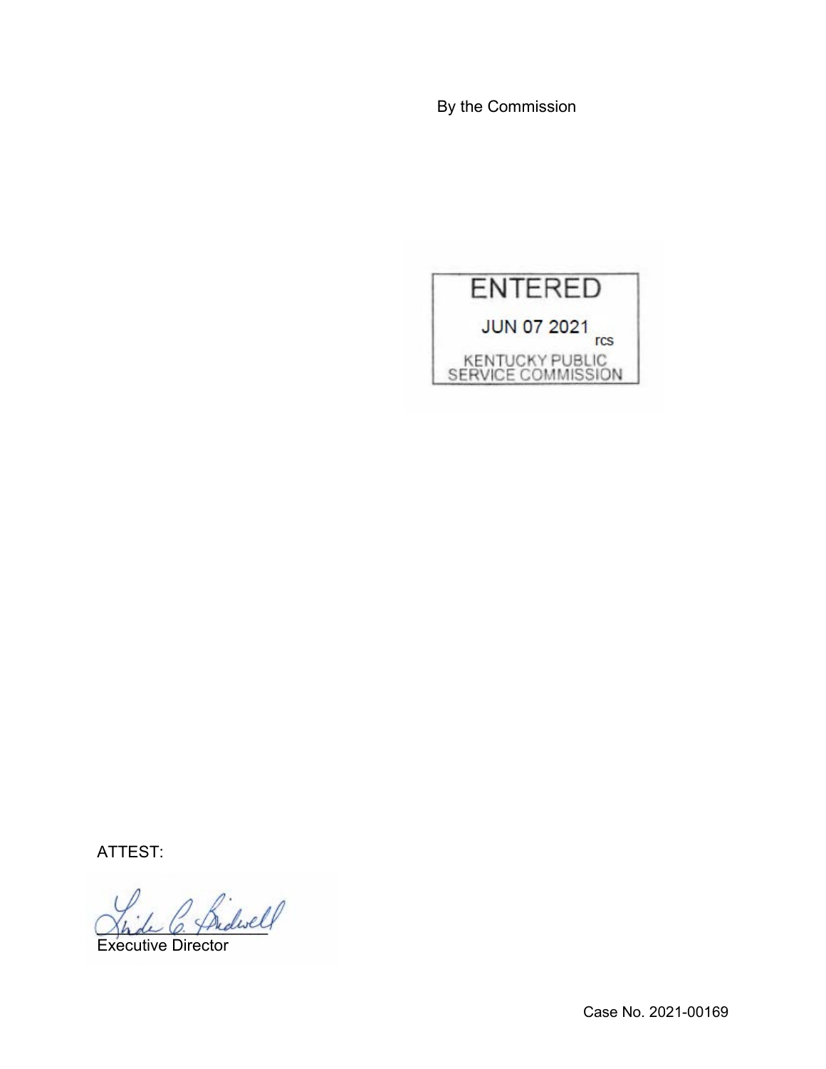By the Commission

ENTERED

JUN 07 2021

rcs

KENTUCKY PUBLIC SERVICE COMMISSION

ATTEST:

Executive Director

Case No. 2021-00169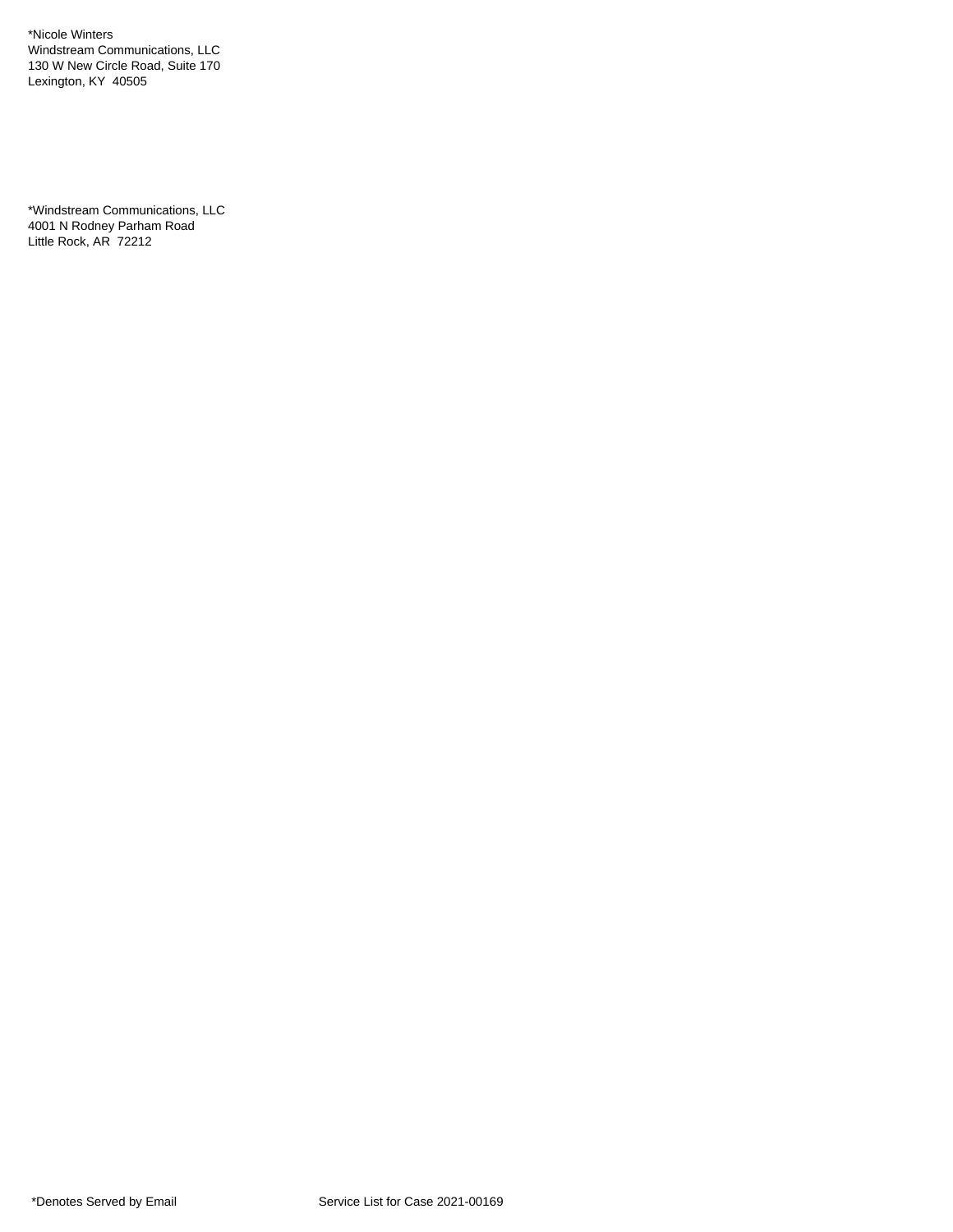*Nicole Winters
Windstream Communications, LLC
130 W New Circle Road, Suite 170
Lexington, KY 40505

*Windstream Communications, LLC
4001 N Rodney Parham Road
Little Rock, AR 72212

*Denotes Served by Email

Service List for Case 2021-00169